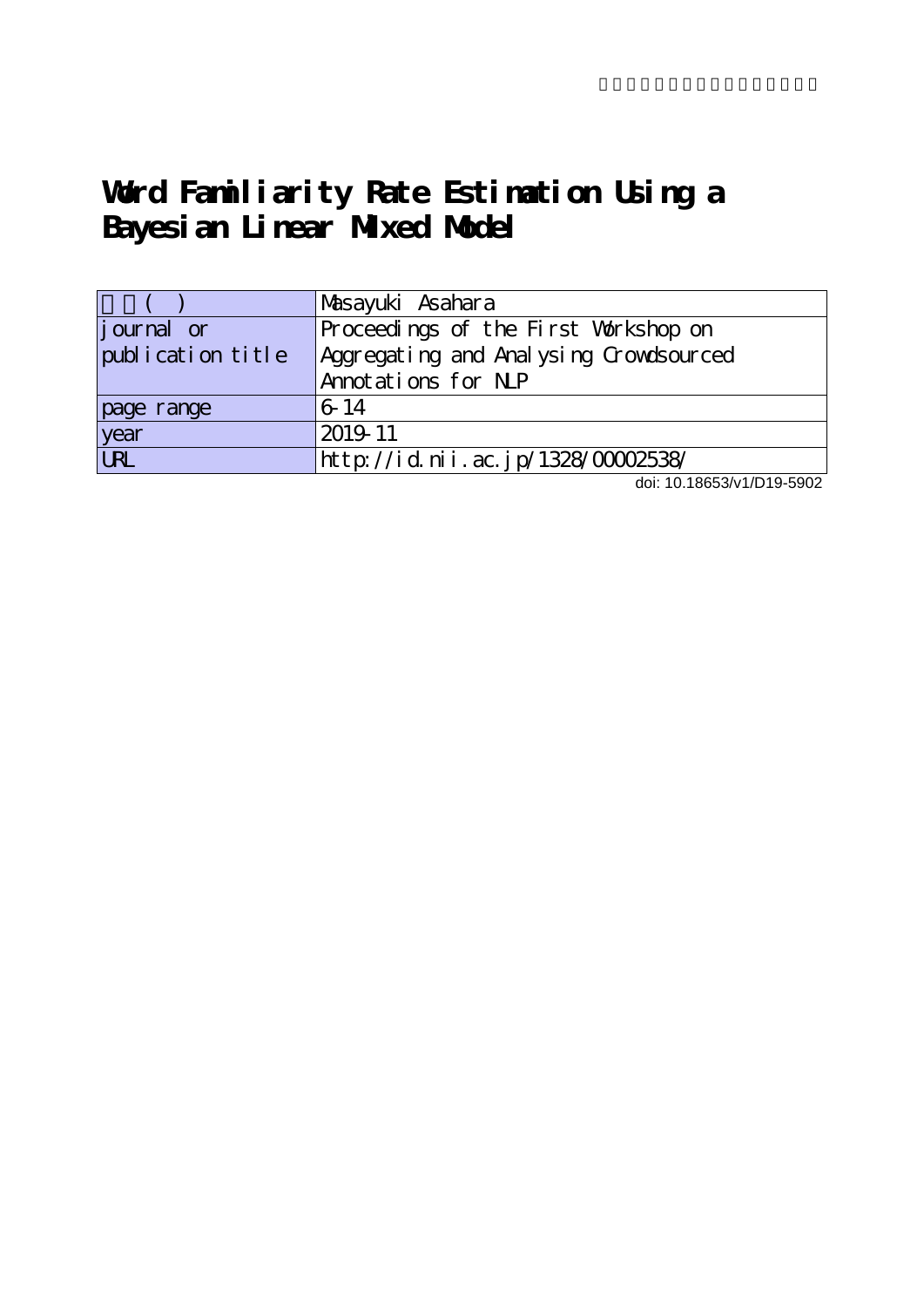# Word Familiarity Rate Estimation Using a Bayesian Linear Mixed Model

| 著者( ) | Masayuki Asahara |
| --- | --- |
| journal or publication title | Proceedings of the First Workshop on Aggregating and Analysing Crowdsourced Annotations for NLP |
| page range | 6-14 |
| year | 2019-11 |
| URL | http://id.nii.ac.jp/1328/00002538/ |

doi: 10.18653/v1/D19-5902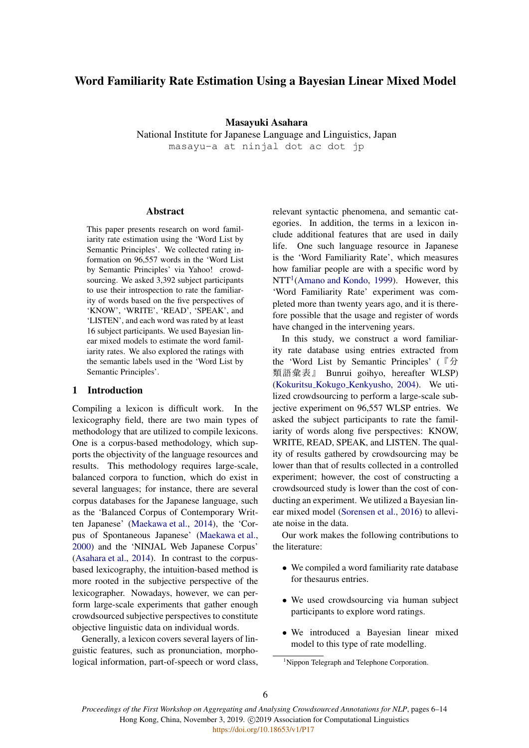# Word Familiarity Rate Estimation Using a Bayesian Linear Mixed Model

**Masayuki Asahara**
National Institute for Japanese Language and Linguistics, Japan
masayu-a at ninjal dot ac dot jp

## Abstract

This paper presents research on word familiarity rate estimation using the 'Word List by Semantic Principles'. We collected rating information on 96,557 words in the 'Word List by Semantic Principles' via Yahoo! crowdsourcing. We asked 3,392 subject participants to use their introspection to rate the familiarity of words based on the five perspectives of 'KNOW', 'WRITE', 'READ', 'SPEAK', and 'LISTEN', and each word was rated by at least 16 subject participants. We used Bayesian linear mixed models to estimate the word familiarity rates. We also explored the ratings with the semantic labels used in the 'Word List by Semantic Principles'.

## 1 Introduction

Compiling a lexicon is difficult work. In the lexicography field, there are two main types of methodology that are utilized to compile lexicons. One is a corpus-based methodology, which supports the objectivity of the language resources and results. This methodology requires large-scale, balanced corpora to function, which do exist in several languages; for instance, there are several corpus databases for the Japanese language, such as the 'Balanced Corpus of Contemporary Written Japanese' (Maekawa et al., 2014), the 'Corpus of Spontaneous Japanese' (Maekawa et al., 2000) and the 'NINJAL Web Japanese Corpus' (Asahara et al., 2014). In contrast to the corpus-based lexicography, the intuition-based method is more rooted in the subjective perspective of the lexicographer. Nowadays, however, we can perform large-scale experiments that gather enough crowdsourced subjective perspectives to constitute objective linguistic data on individual words.

Generally, a lexicon covers several layers of linguistic features, such as pronunciation, morphological information, part-of-speech or word class, relevant syntactic phenomena, and semantic categories. In addition, the terms in a lexicon include additional features that are used in daily life. One such language resource in Japanese is the 'Word Familiarity Rate', which measures how familiar people are with a specific word by NTT[1](Amano and Kondo, 1999). However, this 'Word Familiarity Rate' experiment was completed more than twenty years ago, and it is therefore possible that the usage and register of words have changed in the intervening years.

In this study, we construct a word familiarity rate database using entries extracted from the 'Word List by Semantic Principles' (『分類語彙表』 Bunrui goihyo, hereafter WLSP) (Kokuritsu_Kokugo_Kenkyusho, 2004). We utilized crowdsourcing to perform a large-scale subjective experiment on 96,557 WLSP entries. We asked the subject participants to rate the familiarity of words along five perspectives: KNOW, WRITE, READ, SPEAK, and LISTEN. The quality of results gathered by crowdsourcing may be lower than that of results collected in a controlled experiment; however, the cost of constructing a crowdsourced study is lower than the cost of conducting an experiment. We utilized a Bayesian linear mixed model (Sorensen et al., 2016) to alleviate noise in the data.

Our work makes the following contributions to the literature:

- We compiled a word familiarity rate database for thesaurus entries.
- We used crowdsourcing via human subject participants to explore word ratings.
- We introduced a Bayesian linear mixed model to this type of rate modelling.

[1]Nippon Telegraph and Telephone Corporation.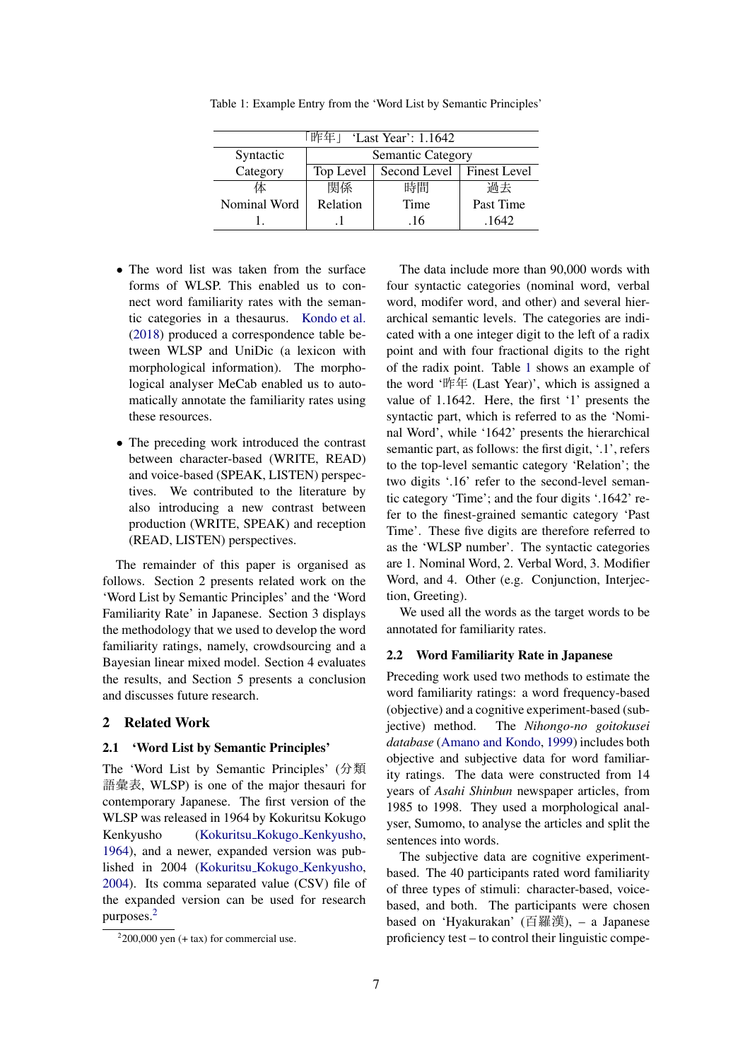Table 1: Example Entry from the 'Word List by Semantic Principles'

| 「昨年」 'Last Year': 1.1642 | | | |
|---|---|---|---|
| Syntactic Category | Semantic Category | | |
| | Top Level | Second Level | Finest Level |
| 体 | 関係 | 時間 | 過去 |
| Nominal Word | Relation | Time | Past Time |
| 1. | .1 | .16 | .1642 |

- The word list was taken from the surface forms of WLSP. This enabled us to connect word familiarity rates with the semantic categories in a thesaurus. Kondo et al. (2018) produced a correspondence table between WLSP and UniDic (a lexicon with morphological information). The morphological analyser MeCab enabled us to automatically annotate the familiarity rates using these resources.
- The preceding work introduced the contrast between character-based (WRITE, READ) and voice-based (SPEAK, LISTEN) perspectives. We contributed to the literature by also introducing a new contrast between production (WRITE, SPEAK) and reception (READ, LISTEN) perspectives.

The remainder of this paper is organised as follows. Section 2 presents related work on the 'Word List by Semantic Principles' and the 'Word Familiarity Rate' in Japanese. Section 3 displays the methodology that we used to develop the word familiarity ratings, namely, crowdsourcing and a Bayesian linear mixed model. Section 4 evaluates the results, and Section 5 presents a conclusion and discusses future research.

## 2 Related Work

### 2.1 'Word List by Semantic Principles'

The 'Word List by Semantic Principles' (分類語彙表, WLSP) is one of the major thesauri for contemporary Japanese. The first version of the WLSP was released in 1964 by Kokuritsu Kokugo Kenkyusho (Kokuritsu_Kokugo_Kenkyusho, 1964), and a newer, expanded version was published in 2004 (Kokuritsu_Kokugo_Kenkyusho, 2004). Its comma separated value (CSV) file of the expanded version can be used for research purposes.[2]

[2] 200,000 yen (+ tax) for commercial use.

The data include more than 90,000 words with four syntactic categories (nominal word, verbal word, modifer word, and other) and several hierarchical semantic levels. The categories are indicated with a one integer digit to the left of a radix point and with four fractional digits to the right of the radix point. Table 1 shows an example of the word '昨年 (Last Year)', which is assigned a value of 1.1642. Here, the first '1' presents the syntactic part, which is referred to as the 'Nominal Word', while '1642' presents the hierarchical semantic part, as follows: the first digit, '.1', refers to the top-level semantic category 'Relation'; the two digits '.16' refer to the second-level semantic category 'Time'; and the four digits '.1642' refer to the finest-grained semantic category 'Past Time'. These five digits are therefore referred to as the 'WLSP number'. The syntactic categories are 1. Nominal Word, 2. Verbal Word, 3. Modifier Word, and 4. Other (e.g. Conjunction, Interjection, Greeting).

We used all the words as the target words to be annotated for familiarity rates.

### 2.2 Word Familiarity Rate in Japanese

Preceding work used two methods to estimate the word familiarity ratings: a word frequency-based (objective) and a cognitive experiment-based (subjective) method. The *Nihongo-no goitokusei database* (Amano and Kondo, 1999) includes both objective and subjective data for word familiarity ratings. The data were constructed from 14 years of *Asahi Shinbun* newspaper articles, from 1985 to 1998. They used a morphological analyser, Sumomo, to analyse the articles and split the sentences into words.

The subjective data are cognitive experiment-based. The 40 participants rated word familiarity of three types of stimuli: character-based, voice-based, and both. The participants were chosen based on 'Hyakurakan' (百羅漢), – a Japanese proficiency test – to control their linguistic compe-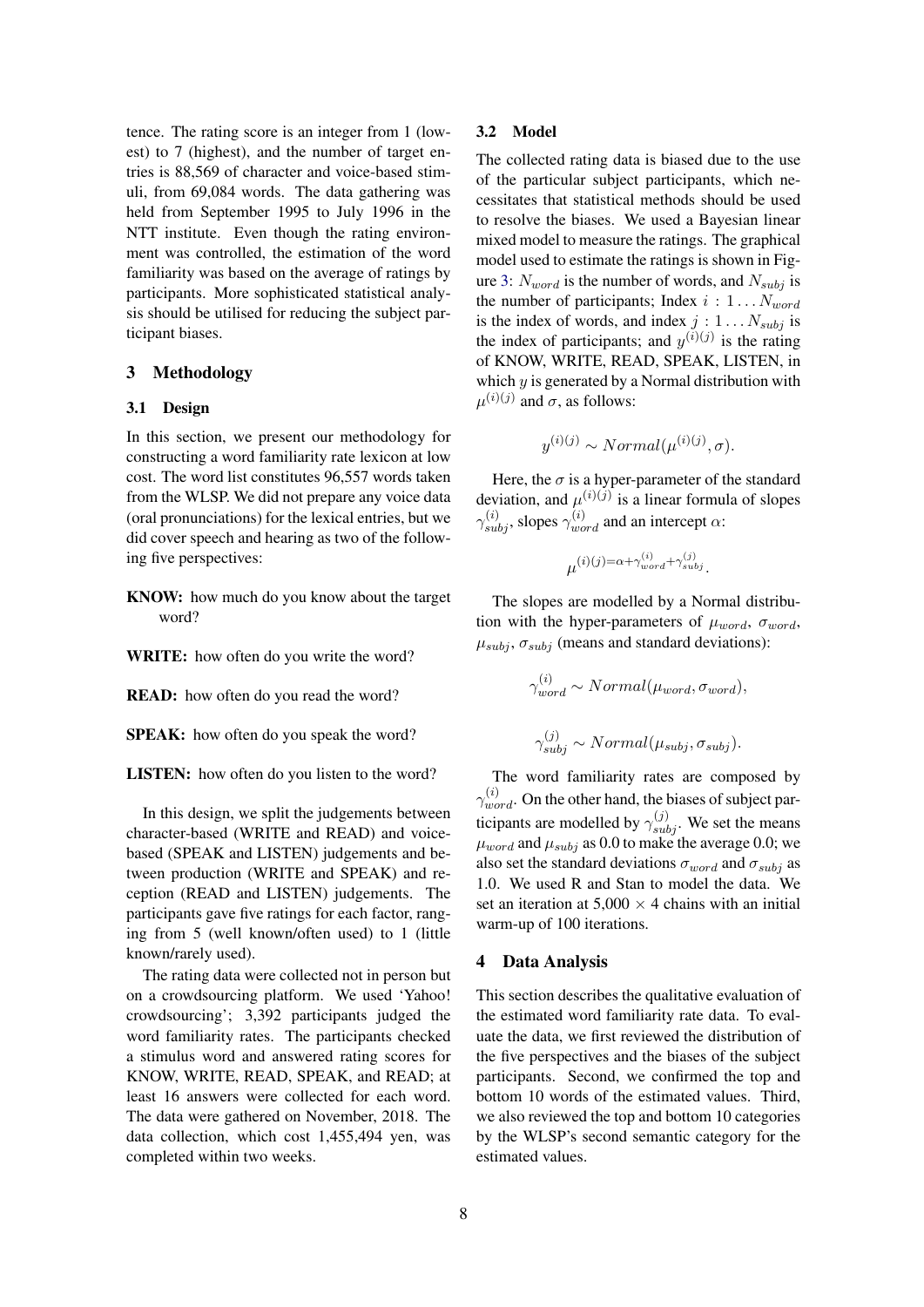tence. The rating score is an integer from 1 (lowest) to 7 (highest), and the number of target entries is 88,569 of character and voice-based stimuli, from 69,084 words. The data gathering was held from September 1995 to July 1996 in the NTT institute. Even though the rating environment was controlled, the estimation of the word familiarity was based on the average of ratings by participants. More sophisticated statistical analysis should be utilised for reducing the subject participant biases.

## 3 Methodology

### 3.1 Design

In this section, we present our methodology for constructing a word familiarity rate lexicon at low cost. The word list constitutes 96,557 words taken from the WLSP. We did not prepare any voice data (oral pronunciations) for the lexical entries, but we did cover speech and hearing as two of the following five perspectives:

**KNOW:** how much do you know about the target word?

**WRITE:** how often do you write the word?

**READ:** how often do you read the word?

**SPEAK:** how often do you speak the word?

**LISTEN:** how often do you listen to the word?

In this design, we split the judgements between character-based (WRITE and READ) and voice-based (SPEAK and LISTEN) judgements and between production (WRITE and SPEAK) and reception (READ and LISTEN) judgements. The participants gave five ratings for each factor, ranging from 5 (well known/often used) to 1 (little known/rarely used).

The rating data were collected not in person but on a crowdsourcing platform. We used 'Yahoo! crowdsourcing'; 3,392 participants judged the word familiarity rates. The participants checked a stimulus word and answered rating scores for KNOW, WRITE, READ, SPEAK, and READ; at least 16 answers were collected for each word. The data were gathered on November, 2018. The data collection, which cost 1,455,494 yen, was completed within two weeks.

### 3.2 Model

The collected rating data is biased due to the use of the particular subject participants, which necessitates that statistical methods should be used to resolve the biases. We used a Bayesian linear mixed model to measure the ratings. The graphical model used to estimate the ratings is shown in Figure 3: $N_{word}$ is the number of words, and $N_{subj}$ is the number of participants; Index $i : 1 \dots N_{word}$ is the index of words, and index $j : 1 \dots N_{subj}$ is the index of participants; and $y^{(i)(j)}$ is the rating of KNOW, WRITE, READ, SPEAK, LISTEN, in which $y$ is generated by a Normal distribution with $\mu^{(i)(j)}$ and $\sigma$, as follows:

$$y^{(i)(j)} \sim Normal(\mu^{(i)(j)}, \sigma).$$

Here, the $\sigma$ is a hyper-parameter of the standard deviation, and $\mu^{(i)(j)}$ is a linear formula of slopes $\gamma^{(i)}_{subj}$, slopes $\gamma^{(i)}_{word}$ and an intercept $\alpha$:

$$\mu^{(i)(j)=\alpha+\gamma^{(i)}_{word}+\gamma^{(j)}_{subj}}.$$

The slopes are modelled by a Normal distribution with the hyper-parameters of $\mu_{word}$, $\sigma_{word}$, $\mu_{subj}$, $\sigma_{subj}$ (means and standard deviations):

$$\gamma^{(i)}_{word} \sim Normal(\mu_{word}, \sigma_{word}),$$

$$\gamma^{(j)}_{subj} \sim Normal(\mu_{subj}, \sigma_{subj}).$$

The word familiarity rates are composed by $\gamma^{(i)}_{word}$. On the other hand, the biases of subject participants are modelled by $\gamma^{(j)}_{subj}$. We set the means $\mu_{word}$ and $\mu_{subj}$ as 0.0 to make the average 0.0; we also set the standard deviations $\sigma_{word}$ and $\sigma_{subj}$ as 1.0. We used R and Stan to model the data. We set an iteration at 5,000 $\times$ 4 chains with an initial warm-up of 100 iterations.

## 4 Data Analysis

This section describes the qualitative evaluation of the estimated word familiarity rate data. To evaluate the data, we first reviewed the distribution of the five perspectives and the biases of the subject participants. Second, we confirmed the top and bottom 10 words of the estimated values. Third, we also reviewed the top and bottom 10 categories by the WLSP's second semantic category for the estimated values.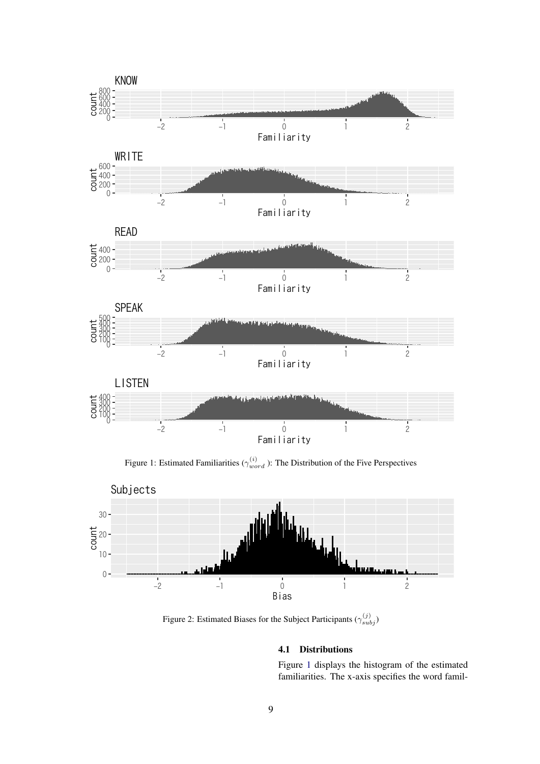Figure 1: Estimated Familiarities ($\gamma_{word}^{(i)}$): The Distribution of the Five Perspectives

Figure 2: Estimated Biases for the Subject Participants ($\gamma_{subj}^{(j)}$)

### 4.1 Distributions

Figure 1 displays the histogram of the estimated familiarities. The x-axis specifies the word famil-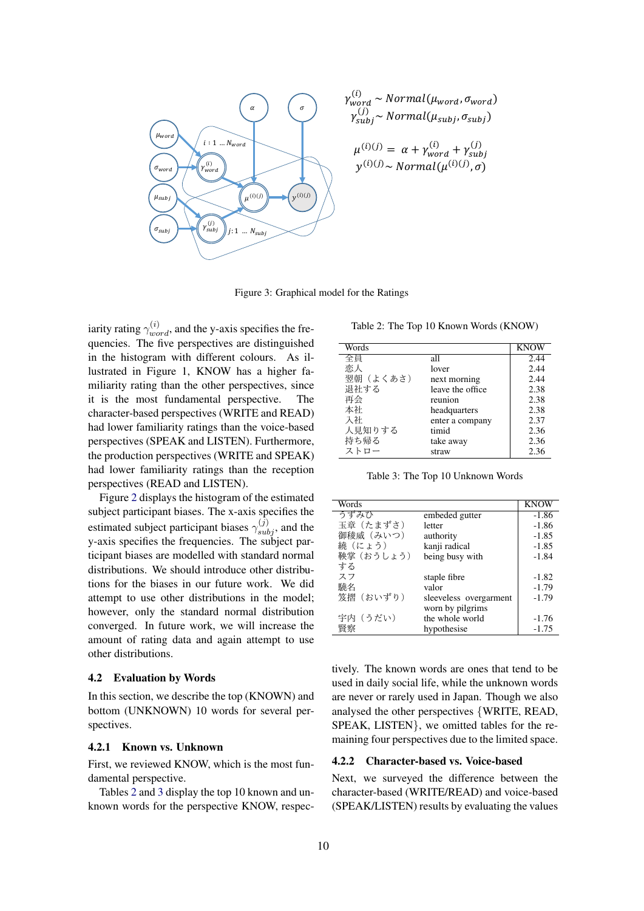$$\gamma_{word}^{(i)} \sim Normal(\mu_{word}, \sigma_{word})$$
$$\gamma_{subj}^{(j)} \sim Normal(\mu_{subj}, \sigma_{subj})$$

$$\mu^{(i)(j)} = \alpha + \gamma_{word}^{(i)} + \gamma_{subj}^{(j)}$$
$$y^{(i)(j)} \sim Normal(\mu^{(i)(j)}, \sigma)$$

Figure 3: Graphical model for the Ratings

iarity rating $\gamma_{word}^{(i)}$, and the y-axis specifies the frequencies. The five perspectives are distinguished in the histogram with different colours. As illustrated in Figure 1, KNOW has a higher familiarity rating than the other perspectives, since it is the most fundamental perspective. The character-based perspectives (WRITE and READ) had lower familiarity ratings than the voice-based perspectives (SPEAK and LISTEN). Furthermore, the production perspectives (WRITE and SPEAK) had lower familiarity ratings than the reception perspectives (READ and LISTEN).

Figure 2 displays the histogram of the estimated subject participant biases. The x-axis specifies the estimated subject participant biases $\gamma_{subj}^{(j)}$, and the y-axis specifies the frequencies. The subject participant biases are modelled with standard normal distributions. We should introduce other distributions for the biases in our future work. We did attempt to use other distributions in the model; however, only the standard normal distribution converged. In future work, we will increase the amount of rating data and again attempt to use other distributions.

### 4.2 Evaluation by Words

In this section, we describe the top (KNOWN) and bottom (UNKNOWN) 10 words for several perspectives.

#### 4.2.1 Known vs. Unknown

First, we reviewed KNOW, which is the most fundamental perspective.

Tables 2 and 3 display the top 10 known and unknown words for the perspective KNOW, respectively. The known words are ones that tend to be used in daily social life, while the unknown words are never or rarely used in Japan. Though we also analysed the other perspectives {WRITE, READ, SPEAK, LISTEN}, we omitted tables for the remaining four perspectives due to the limited space.

Table 2: The Top 10 Known Words (KNOW)

| Words | | KNOW |
|---|---|---|
| 全員 | all | 2.44 |
| 恋人 | lover | 2.44 |
| 翌朝（よくあさ） | next morning | 2.44 |
| 退社する | leave the office | 2.38 |
| 再会 | reunion | 2.38 |
| 本社 | headquarters | 2.38 |
| 入社 | enter a company | 2.37 |
| 人見知りする | timid | 2.36 |
| 持ち帰る | take away | 2.36 |
| ストロー | straw | 2.36 |

Table 3: The Top 10 Unknown Words

| Words | | KNOW |
|---|---|---|
| うずみひ | embeded gutter | -1.86 |
| 玉章（たまずさ） | letter | -1.86 |
| 御稜威（みいつ） | authority | -1.85 |
| 繞（にょう） | kanji radical | -1.85 |
| 鞅掌（おうしょう）する | being busy with | -1.84 |
| スフ | staple fibre | -1.82 |
| 驍名 | valor | -1.79 |
| 笈摺（おいずり） | sleeveless overgarment worn by pilgrims | -1.79 |
| 宇内（うだい） | the whole world | -1.76 |
| 賢察 | hypothesise | -1.75 |

#### 4.2.2 Character-based vs. Voice-based

Next, we surveyed the difference between the character-based (WRITE/READ) and voice-based (SPEAK/LISTEN) results by evaluating the values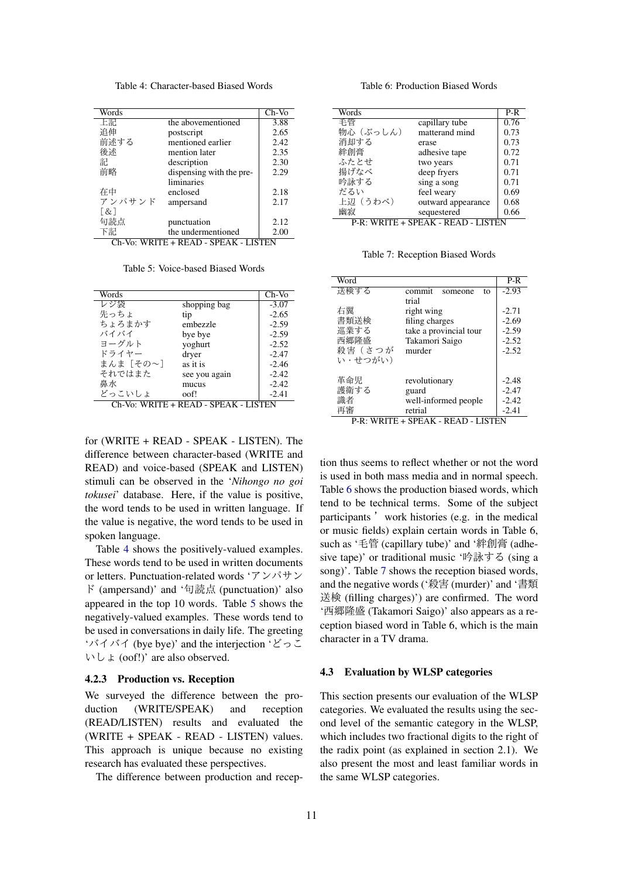Table 4: Character-based Biased Words

| Words | | Ch-Vo |
|---|---|---|
| 上記 | the abovementioned | 3.88 |
| 追伸 | postscript | 2.65 |
| 前述する | mentioned earlier | 2.42 |
| 後述 | mention later | 2.35 |
| 記 | description | 2.30 |
| 前略 | dispensing with the preliminaries | 2.29 |
| 在中 | enclosed | 2.18 |
| アンパサンド［&］ | ampersand | 2.17 |
| 句読点 | punctuation | 2.12 |
| 下記 | the undermentioned | 2.00 |

Ch-Vo: WRITE + READ - SPEAK - LISTEN

Table 5: Voice-based Biased Words

| Words | | Ch-Vo |
|---|---|---|
| レジ袋 | shopping bag | -3.07 |
| 先っちょ | tip | -2.65 |
| ちょろまかす | embezzle | -2.59 |
| バイバイ | bye bye | -2.59 |
| ヨーグルト | yoghurt | -2.52 |
| ドライヤー | dryer | -2.47 |
| まんま［その〜］ | as it is | -2.46 |
| それではまた | see you again | -2.42 |
| 鼻水 | mucus | -2.42 |
| どっこいしょ | oof! | -2.41 |

Ch-Vo: WRITE + READ - SPEAK - LISTEN

for (WRITE + READ - SPEAK - LISTEN). The difference between character-based (WRITE and READ) and voice-based (SPEAK and LISTEN) stimuli can be observed in the '*Nihongo no goi tokusei*' database. Here, if the value is positive, the word tends to be used in written language. If the value is negative, the word tends to be used in spoken language.

Table 4 shows the positively-valued examples. These words tend to be used in written documents or letters. Punctuation-related words 'アンパサンド (ampersand)' and '句読点 (punctuation)' also appeared in the top 10 words. Table 5 shows the negatively-valued examples. These words tend to be used in conversations in daily life. The greeting 'バイバイ (bye bye)' and the interjection 'どっこいしょ (oof!)' are also observed.

### 4.2.3 Production vs. Reception

We surveyed the difference between the production (WRITE/SPEAK) and reception (READ/LISTEN) results and evaluated the (WRITE + SPEAK - READ - LISTEN) values. This approach is unique because no existing research has evaluated these perspectives.

The difference between production and reception thus seems to reflect whether or not the word is used in both mass media and in normal speech. Table 6 shows the production biased words, which tend to be technical terms. Some of the subject participants ' work histories (e.g. in the medical or music fields) explain certain words in Table 6, such as '毛管 (capillary tube)' and '絆創膏 (adhesive tape)' or traditional music '吟詠する (sing a song)'. Table 7 shows the reception biased words, and the negative words ('殺害 (murder)' and '書類送検 (filling charges)') are confirmed. The word '西郷隆盛 (Takamori Saigo)' also appears as a reception biased word in Table 6, which is the main character in a TV drama.

Table 6: Production Biased Words

| Words | | P-R |
|---|---|---|
| 毛管 | capillary tube | 0.76 |
| 物心（ぶっしん） | matterand mind | 0.73 |
| 消却する | erase | 0.73 |
| 絆創膏 | adhesive tape | 0.72 |
| ふたとせ | two years | 0.71 |
| 揚げなべ | deep fryers | 0.71 |
| 吟詠する | sing a song | 0.71 |
| だるい | feel weary | 0.69 |
| 上辺（うわべ） | outward appearance | 0.68 |
| 幽寂 | sequestered | 0.66 |

P-R: WRITE + SPEAK - READ - LISTEN

Table 7: Reception Biased Words

| Word | | P-R |
|---|---|---|
| 送検する | commit someone to trial | -2.93 |
| 右翼 | right wing | -2.71 |
| 書類送検 | filing charges | -2.69 |
| 巡業する | take a provincial tour | -2.59 |
| 西郷隆盛 | Takamori Saigo | -2.52 |
| 殺害（さつがい・せつがい） | murder | -2.52 |
| 革命児 | revolutionary | -2.48 |
| 護衛する | guard | -2.47 |
| 識者 | well-informed people | -2.42 |
| 再審 | retrial | -2.41 |

P-R: WRITE + SPEAK - READ - LISTEN

## 4.3 Evaluation by WLSP categories

This section presents our evaluation of the WLSP categories. We evaluated the results using the second level of the semantic category in the WLSP, which includes two fractional digits to the right of the radix point (as explained in section 2.1). We also present the most and least familiar words in the same WLSP categories.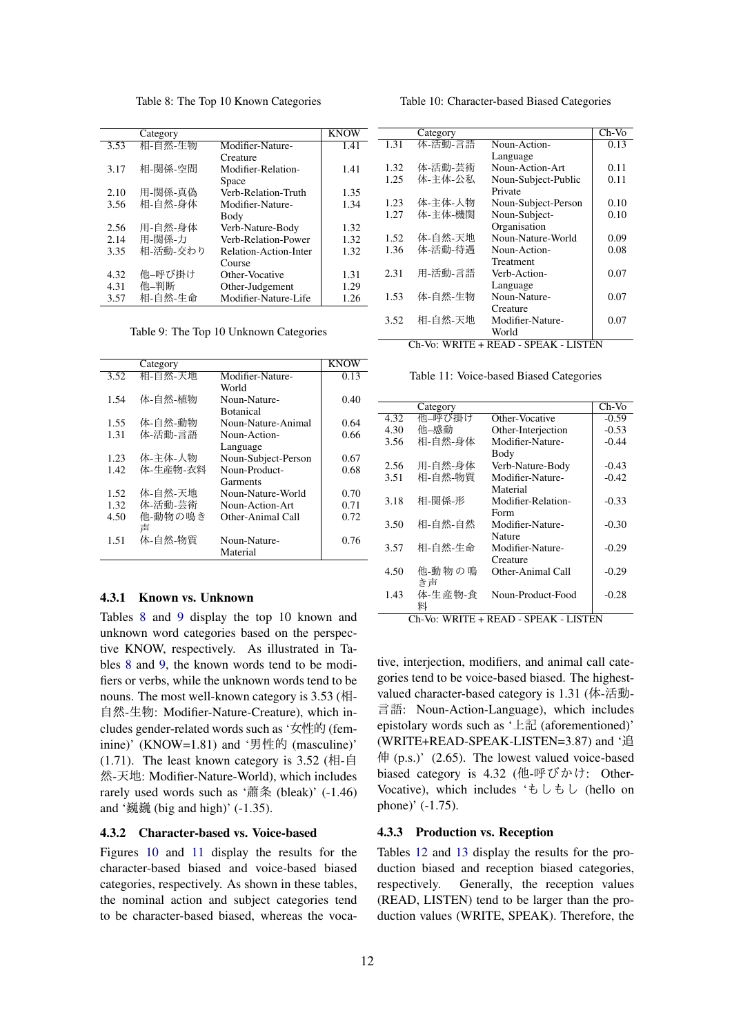Table 8: The Top 10 Known Categories

| | Category | | KNOW |
|---|---|---|---|
| 3.53 | 相-自然-生物 | Modifier-Nature-Creature | 1.41 |
| 3.17 | 相-関係-空間 | Modifier-Relation-Space | 1.41 |
| 2.10 | 用-関係-真偽 | Verb-Relation-Truth | 1.35 |
| 3.56 | 相-自然-身体 | Modifier-Nature-Body | 1.34 |
| 2.56 | 用-自然-身体 | Verb-Nature-Body | 1.32 |
| 2.14 | 用-関係-力 | Verb-Relation-Power | 1.32 |
| 3.35 | 相-活動-交わり | Relation-Action-Inter Course | 1.32 |
| 4.32 | 他–呼び掛け | Other-Vocative | 1.31 |
| 4.31 | 他–判断 | Other-Judgement | 1.29 |
| 3.57 | 相-自然-生命 | Modifier-Nature-Life | 1.26 |

Table 9: The Top 10 Unknown Categories

| | Category | | KNOW |
|---|---|---|---|
| 3.52 | 相-自然-天地 | Modifier-Nature-World | 0.13 |
| 1.54 | 体-自然-植物 | Noun-Nature-Botanical | 0.40 |
| 1.55 | 体-自然-動物 | Noun-Nature-Animal | 0.64 |
| 1.31 | 体-活動-言語 | Noun-Action-Language | 0.66 |
| 1.23 | 体-主体-人物 | Noun-Subject-Person | 0.67 |
| 1.42 | 体-生産物-衣料 | Noun-Product-Garments | 0.68 |
| 1.52 | 体-自然-天地 | Noun-Nature-World | 0.70 |
| 1.32 | 体-活動-芸術 | Noun-Action-Art | 0.71 |
| 4.50 | 他-動物の鳴き声 | Other-Animal Call | 0.72 |
| 1.51 | 体-自然-物質 | Noun-Nature-Material | 0.76 |

Table 10: Character-based Biased Categories

| | Category | | Ch-Vo |
|---|---|---|---|
| 1.31 | 体-活動-言語 | Noun-Action-Language | 0.13 |
| 1.32 | 体-活動-芸術 | Noun-Action-Art | 0.11 |
| 1.25 | 体-主体-公私 | Noun-Subject-Public Private | 0.11 |
| 1.23 | 体-主体-人物 | Noun-Subject-Person | 0.10 |
| 1.27 | 体-主体-機関 | Noun-Subject-Organisation | 0.10 |
| 1.52 | 体-自然-天地 | Noun-Nature-World | 0.09 |
| 1.36 | 体-活動-待遇 | Noun-Action-Treatment | 0.08 |
| 2.31 | 用-活動-言語 | Verb-Action-Language | 0.07 |
| 1.53 | 体-自然-生物 | Noun-Nature-Creature | 0.07 |
| 3.52 | 相-自然-天地 | Modifier-Nature-World | 0.07 |

Ch-Vo: WRITE + READ - SPEAK - LISTEN

Table 11: Voice-based Biased Categories

| | Category | | Ch-Vo |
|---|---|---|---|
| 4.32 | 他–呼び掛け | Other-Vocative | -0.59 |
| 4.30 | 他–感動 | Other-Interjection | -0.53 |
| 3.56 | 相-自然-身体 | Modifier-Nature-Body | -0.44 |
| 2.56 | 用-自然-身体 | Verb-Nature-Body | -0.43 |
| 3.51 | 相-自然-物質 | Modifier-Nature-Material | -0.42 |
| 3.18 | 相-関係-形 | Modifier-Relation-Form | -0.33 |
| 3.50 | 相-自然-自然 | Modifier-Nature-Nature | -0.30 |
| 3.57 | 相-自然-生命 | Modifier-Nature-Creature | -0.29 |
| 4.50 | 他-動物の鳴き声 | Other-Animal Call | -0.29 |
| 1.43 | 体-生産物-食料 | Noun-Product-Food | -0.28 |

Ch-Vo: WRITE + READ - SPEAK - LISTEN

### 4.3.1 Known vs. Unknown

Tables 8 and 9 display the top 10 known and unknown word categories based on the perspective KNOW, respectively. As illustrated in Tables 8 and 9, the known words tend to be modifiers or verbs, while the unknown words tend to be nouns. The most well-known category is 3.53 (相-自然-生物: Modifier-Nature-Creature), which includes gender-related words such as '女性的 (feminine)' (KNOW=1.81) and '男性的 (masculine)' (1.71). The least known category is 3.52 (相-自然-天地: Modifier-Nature-World), which includes rarely used words such as '蕭条 (bleak)' (-1.46) and '巍巍 (big and high)' (-1.35).

### 4.3.2 Character-based vs. Voice-based

Figures 10 and 11 display the results for the character-based biased and voice-based biased categories, respectively. As shown in these tables, the nominal action and subject categories tend to be character-based biased, whereas the vocative, interjection, modifiers, and animal call categories tend to be voice-based biased. The highest-valued character-based category is 1.31 (体-活動-言語: Noun-Action-Language), which includes epistolary words such as '上記 (aforementioned)' (WRITE+READ-SPEAK-LISTEN=3.87) and '追伸 (p.s.)' (2.65). The lowest valued voice-based biased category is 4.32 (他-呼びかけ: Other-Vocative), which includes 'もしもし (hello on phone)' (-1.75).

### 4.3.3 Production vs. Reception

Tables 12 and 13 display the results for the production biased and reception biased categories, respectively. Generally, the reception values (READ, LISTEN) tend to be larger than the production values (WRITE, SPEAK). Therefore, the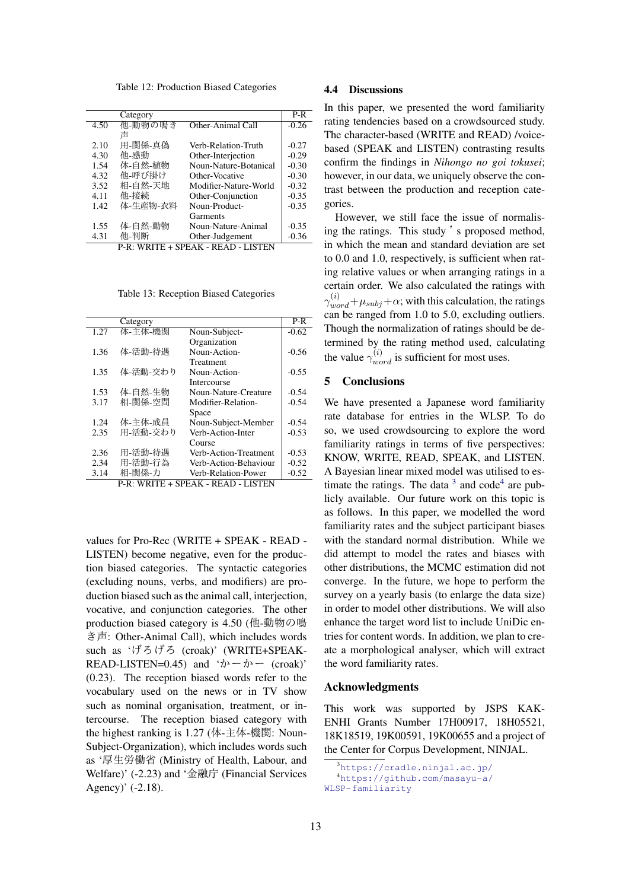Table 12: Production Biased Categories

| | Category | | P-R |
|---|---|---|---|
| 4.50 | 他-動物の鳴き声 | Other-Animal Call | -0.26 |
| 2.10 | 用-関係-真偽 | Verb-Relation-Truth | -0.27 |
| 4.30 | 他-感動 | Other-Interjection | -0.29 |
| 1.54 | 体-自然-植物 | Noun-Nature-Botanical | -0.30 |
| 4.32 | 他-呼び掛け | Other-Vocative | -0.30 |
| 3.52 | 相-自然-天地 | Modifier-Nature-World | -0.32 |
| 4.11 | 他-接続 | Other-Conjunction | -0.35 |
| 1.42 | 体-生産物-衣料 | Noun-Product-Garments | -0.35 |
| 1.55 | 体-自然-動物 | Noun-Nature-Animal | -0.35 |
| 4.31 | 他-判断 | Other-Judgement | -0.36 |

P-R: WRITE + SPEAK - READ - LISTEN

Table 13: Reception Biased Categories

| | Category | | P-R |
|---|---|---|---|
| 1.27 | 体-主体-機関 | Noun-Subject-Organization | -0.62 |
| 1.36 | 体-活動-待遇 | Noun-Action-Treatment | -0.56 |
| 1.35 | 体-活動-交わり | Noun-Action-Intercourse | -0.55 |
| 1.53 | 体-自然-生物 | Noun-Nature-Creature | -0.54 |
| 3.17 | 相-関係-空間 | Modifier-Relation-Space | -0.54 |
| 1.24 | 体-主体-成員 | Noun-Subject-Member | -0.54 |
| 2.35 | 用-活動-交わり | Verb-Action-Inter Course | -0.53 |
| 2.36 | 用-活動-待遇 | Verb-Action-Treatment | -0.53 |
| 2.34 | 用-活動-行為 | Verb-Action-Behaviour | -0.52 |
| 3.14 | 相-関係-力 | Verb-Relation-Power | -0.52 |

P-R: WRITE + SPEAK - READ - LISTEN

values for Pro-Rec (WRITE + SPEAK - READ - LISTEN) become negative, even for the production biased categories. The syntactic categories (excluding nouns, verbs, and modifiers) are production biased such as the animal call, interjection, vocative, and conjunction categories. The other production biased category is 4.50 (他-動物の鳴き声: Other-Animal Call), which includes words such as 'げろげろ (croak)' (WRITE+SPEAK-READ-LISTEN=0.45) and 'かーかー (croak)' (0.23). The reception biased words refer to the vocabulary used on the news or in TV show such as nominal organisation, treatment, or intercourse. The reception biased category with the highest ranking is 1.27 (体-主体-機関: Noun-Subject-Organization), which includes words such as '厚生労働省 (Ministry of Health, Labour, and Welfare)' (-2.23) and '金融庁 (Financial Services Agency)' (-2.18).

## 4.4 Discussions

In this paper, we presented the word familiarity rating tendencies based on a crowdsourced study. The character-based (WRITE and READ) /voice-based (SPEAK and LISTEN) contrasting results confirm the findings in *Nihongo no goi tokusei*; however, in our data, we uniquely observe the contrast between the production and reception categories.

However, we still face the issue of normalising the ratings. This study's proposed method, in which the mean and standard deviation are set to 0.0 and 1.0, respectively, is sufficient when rating relative values or when arranging ratings in a certain order. We also calculated the ratings with $\gamma^{(i)}_{word} + \mu_{subj} + \alpha$; with this calculation, the ratings can be ranged from 1.0 to 5.0, excluding outliers. Though the normalization of ratings should be determined by the rating method used, calculating the value $\gamma^{(i)}_{word}$ is sufficient for most uses.

# 5 Conclusions

We have presented a Japanese word familiarity rate database for entries in the WLSP. To do so, we used crowdsourcing to explore the word familiarity ratings in terms of five perspectives: KNOW, WRITE, READ, SPEAK, and LISTEN. A Bayesian linear mixed model was utilised to estimate the ratings. The data [3] and code[4] are publicly available. Our future work on this topic is as follows. In this paper, we modelled the word familiarity rates and the subject participant biases with the standard normal distribution. While we did attempt to model the rates and biases with other distributions, the MCMC estimation did not converge. In the future, we hope to perform the survey on a yearly basis (to enlarge the data size) in order to model other distributions. We will also enhance the target word list to include UniDic entries for content words. In addition, we plan to create a morphological analyser, which will extract the word familiarity rates.

## Acknowledgments

This work was supported by JSPS KAKENHI Grants Number 17H00917, 18H05521, 18K18519, 19K00591, 19K00655 and a project of the Center for Corpus Development, NINJAL.

[3] https://cradle.ninjal.ac.jp/

[4] https://github.com/masayu-a/WLSP-familiarity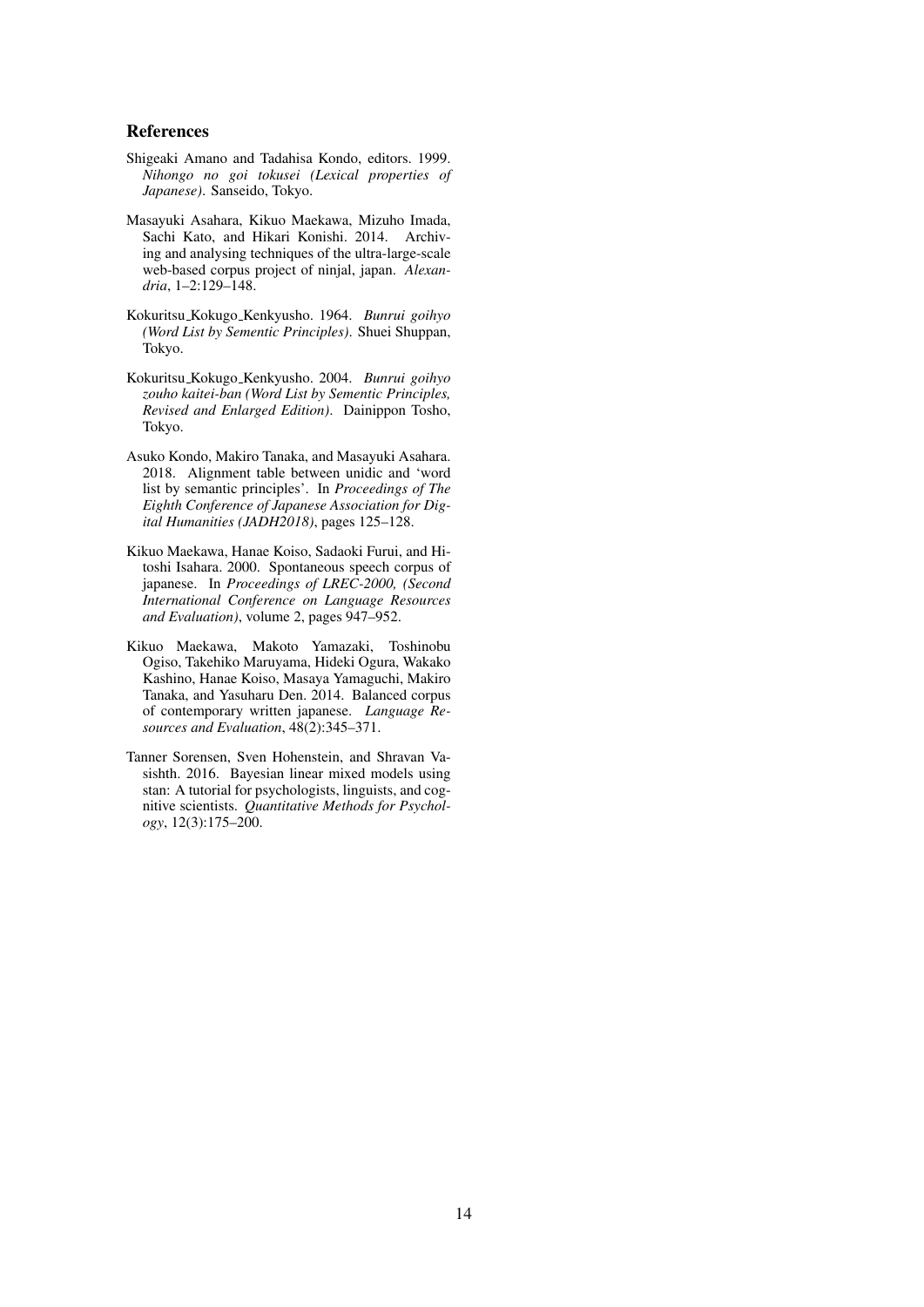## References

Shigeaki Amano and Tadahisa Kondo, editors. 1999. *Nihongo no goi tokusei (Lexical properties of Japanese)*. Sanseido, Tokyo.

Masayuki Asahara, Kikuo Maekawa, Mizuho Imada, Sachi Kato, and Hikari Konishi. 2014. Archiving and analysing techniques of the ultra-large-scale web-based corpus project of ninjal, japan. *Alexandria*, 1–2:129–148.

Kokuritsu_Kokugo_Kenkyusho. 1964. *Bunrui goihyo (Word List by Semantic Principles)*. Shuei Shuppan, Tokyo.

Kokuritsu_Kokugo_Kenkyusho. 2004. *Bunrui goihyo zouho kaitei-ban (Word List by Semantic Principles, Revised and Enlarged Edition)*. Dainippon Tosho, Tokyo.

Asuko Kondo, Makiro Tanaka, and Masayuki Asahara. 2018. Alignment table between unidic and 'word list by semantic principles'. In *Proceedings of The Eighth Conference of Japanese Association for Digital Humanities (JADH2018)*, pages 125–128.

Kikuo Maekawa, Hanae Koiso, Sadaoki Furui, and Hitoshi Isahara. 2000. Spontaneous speech corpus of japanese. In *Proceedings of LREC-2000, (Second International Conference on Language Resources and Evaluation)*, volume 2, pages 947–952.

Kikuo Maekawa, Makoto Yamazaki, Toshinobu Ogiso, Takehiko Maruyama, Hideki Ogura, Wakako Kashino, Hanae Koiso, Masaya Yamaguchi, Makiro Tanaka, and Yasuharu Den. 2014. Balanced corpus of contemporary written japanese. *Language Resources and Evaluation*, 48(2):345–371.

Tanner Sorensen, Sven Hohenstein, and Shravan Vasishth. 2016. Bayesian linear mixed models using stan: A tutorial for psychologists, linguists, and cognitive scientists. *Quantitative Methods for Psychology*, 12(3):175–200.